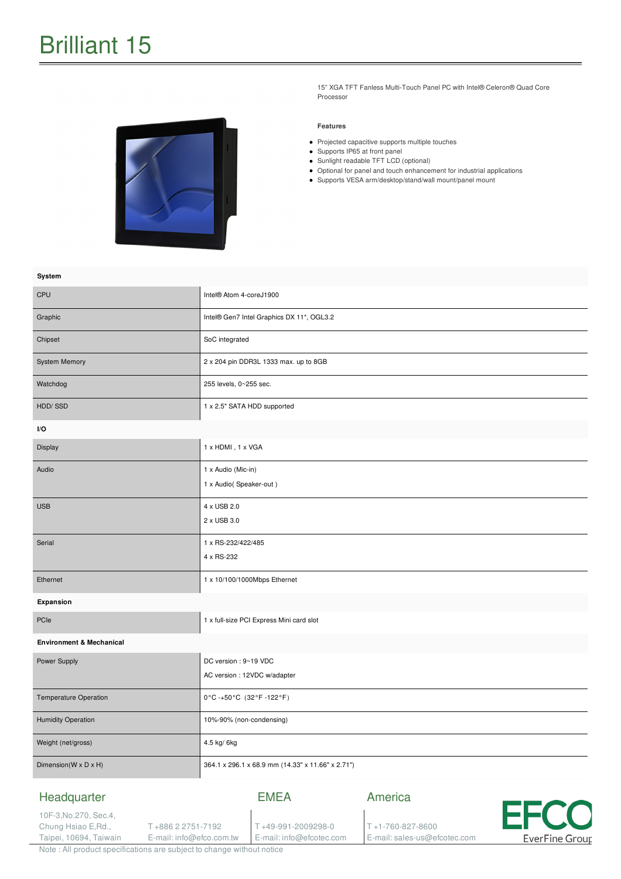# Brilliant 15

15" XGA TFT Fanless Multi-Touch Panel PC with Intel® Celeron® Quad Core Processor

**Features**

- Projected capacitive supports multiple touches
- Supports IP65 at front panel
- Sunlight readable TFT LCD (optional)
- Optional for panel and touch enhancement for industrial applications
- Supports VESA arm/desktop/stand/wall mount/panel mount

| **System** | |
|---|---|
| CPU | Intel® Atom 4-coreJ1900 |
| Graphic | Intel® Gen7 Intel Graphics DX 11*, OGL3.2 |
| Chipset | SoC integrated |
| System Memory | 2 x 204 pin DDR3L 1333 max. up to 8GB |
| Watchdog | 255 levels, 0~255 sec. |
| HDD/ SSD | 1 x 2.5" SATA HDD supported |
| **I/O** | |
| Display | 1 x HDMI , 1 x VGA |
| Audio | 1 x Audio (Mic-in)<br>1 x Audio( Speaker-out ) |
| USB | 4 x USB 2.0<br>2 x USB 3.0 |
| Serial | 1 x RS-232/422/485<br>4 x RS-232 |
| Ethernet | 1 x 10/100/1000Mbps Ethernet |
| **Expansion** | |
| PCIe | 1 x full-size PCI Express Mini card slot |
| **Environment & Mechanical** | |
| Power Supply | DC version : 9~19 VDC<br>AC version : 12VDC w/adapter |
| Temperature Operation | 0°C -+50°C (32°F -122°F) |
| Humidity Operation | 10%-90% (non-condensing) |
| Weight (net/gross) | 4.5 kg/ 6kg |
| Dimension(W x D x H) | 364.1 x 296.1 x 68.9 mm (14.33" x 11.66" x 2.71") |

**Headquarter**
10F-3,No.270, Sec.4, Chung Hsiao E,Rd., Taipei, 10694, Taiwain
T +886 2 2751-7192
E-mail: info@efco.com.tw

**EMEA**
T +49-991-2009298-0
E-mail: info@efcotec.com

**America**
T +1-760-827-8600
E-mail: sales-us@efcotec.com

EFCO EverFine Group

Note : All product specifications are subject to change without notice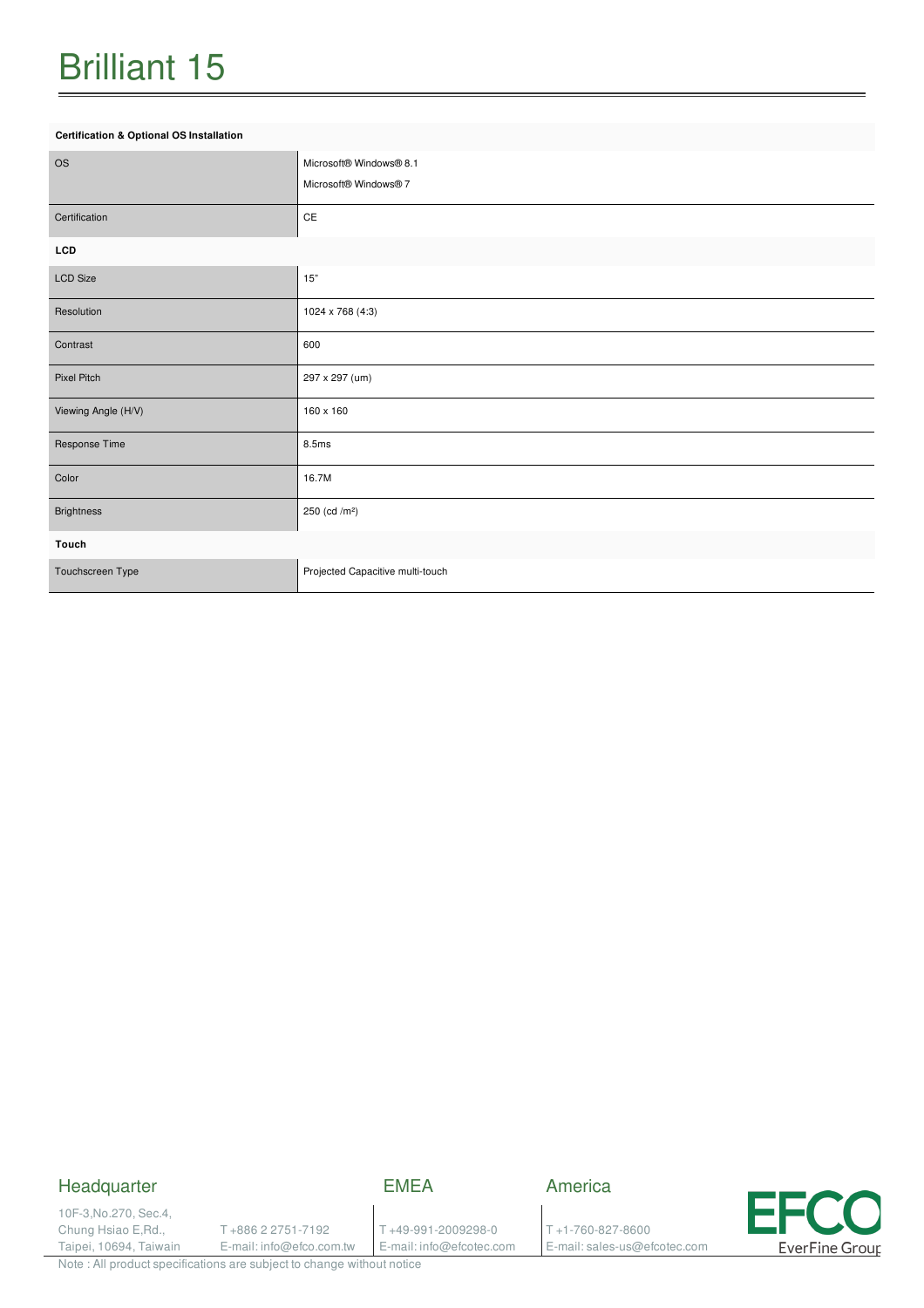# Brilliant 15

| **Certification & Optional OS Installation** | |
|---|---|
| OS | Microsoft® Windows® 8.1<br>Microsoft® Windows® 7 |
| Certification | CE |
| **LCD** | |
| LCD Size | 15" |
| Resolution | 1024 x 768 (4:3) |
| Contrast | 600 |
| Pixel Pitch | 297 x 297 (um) |
| Viewing Angle (H/V) | 160 x 160 |
| Response Time | 8.5ms |
| Color | 16.7M |
| Brightness | 250 (cd /m²) |
| **Touch** | |
| Touchscreen Type | Projected Capacitive multi-touch |

## Headquarter

10F-3,No.270, Sec.4,
Chung Hsiao E,Rd.,
Taipei, 10694, Taiwain

T +886 2 2751-7192
E-mail: info@efco.com.tw

## EMEA

T +49-991-2009298-0
E-mail: info@efcotec.com

## America

T +1-760-827-8600
E-mail: sales-us@efcotec.com

EFCO EverFine Group

Note : All product specifications are subject to change without notice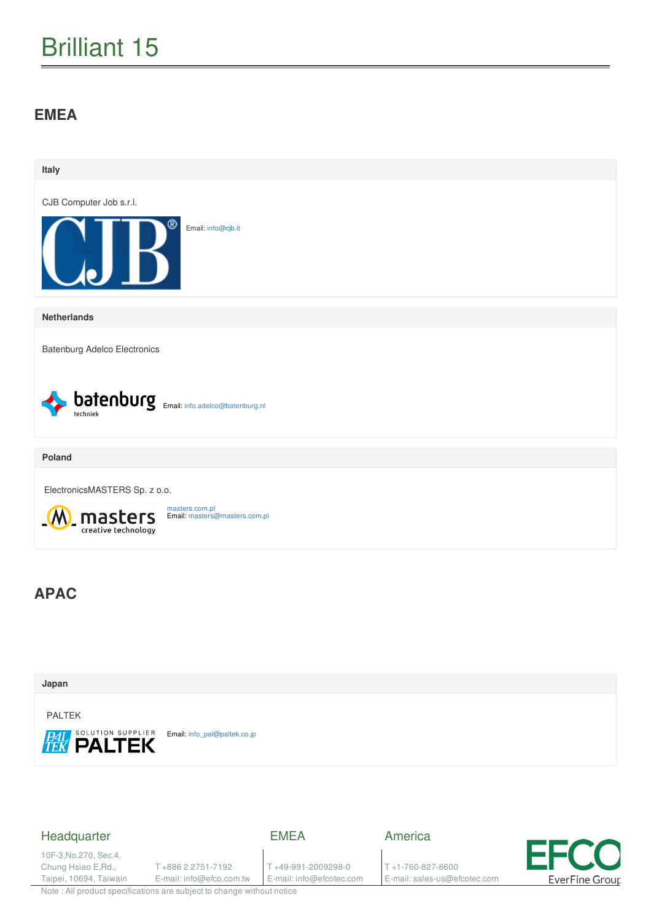# Brilliant 15

## EMEA

### Italy

CJB Computer Job s.r.l.

Email: info@cjb.it

### Netherlands

Batenburg Adelco Electronics

Email: info.adelco@batenburg.nl

### Poland

ElectronicsMASTERS Sp. z o.o.

masters.com.pl
Email: masters@masters.com.pl

## APAC

### Japan

PALTEK

Email: info_pal@paltek.co.jp

Headquarter

10F-3,No.270, Sec.4,
Chung Hsiao E,Rd.,
Taipei, 10694, Taiwan

T +886 2 2751-7192
E-mail: info@efco.com.tw

EMEA

T +49-991-2009298-0
E-mail: info@efcotec.com

America

T +1-760-827-8600
E-mail: sales-us@efcotec.com

Note : All product specifications are subject to change without notice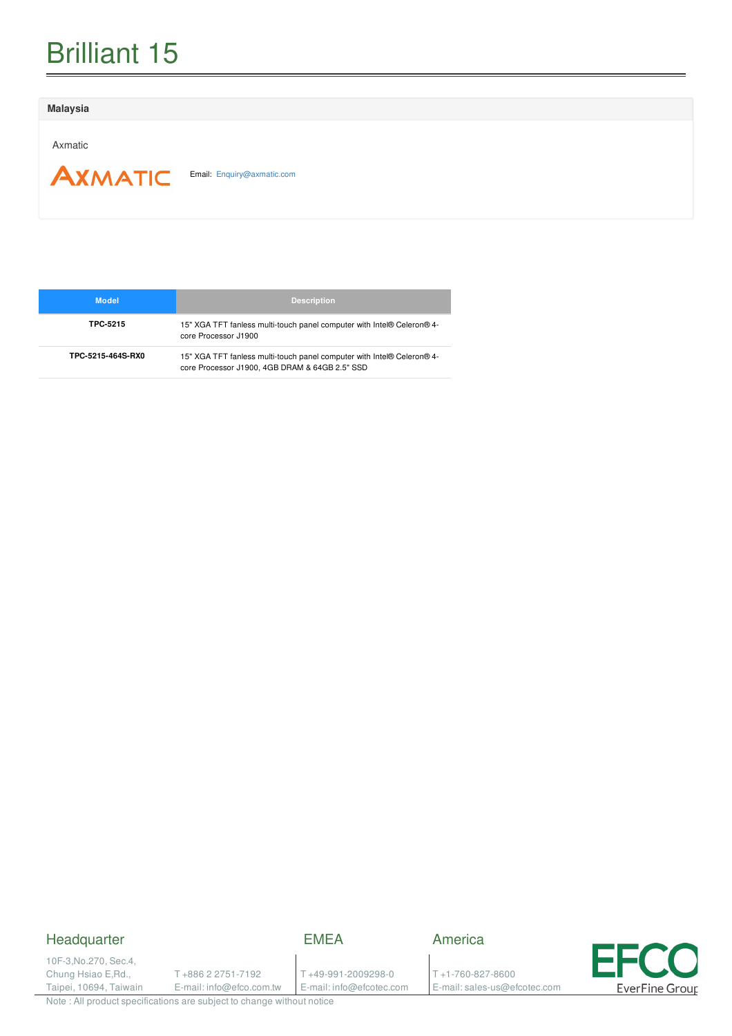# Brilliant 15

**Malaysia**

Axmatic

AXMATIC

Email: Enquiry@axmatic.com

| Model | Description |
|---|---|
| **TPC-5215** | 15" XGA TFT fanless multi-touch panel computer with Intel® Celeron® 4-core Processor J1900 |
| **TPC-5215-464S-RX0** | 15" XGA TFT fanless multi-touch panel computer with Intel® Celeron® 4-core Processor J1900, 4GB DRAM & 64GB 2.5" SSD |

## Headquarter

10F-3,No.270, Sec.4,
Chung Hsiao E,Rd.,
Taipei, 10694, Taiwain

T +886 2 2751-7192
E-mail: info@efco.com.tw

## EMEA

T +49-991-2009298-0
E-mail: info@efcotec.com

## America

T +1-760-827-8600
E-mail: sales-us@efcotec.com

EFCO
EverFine Group

Note : All product specifications are subject to change without notice